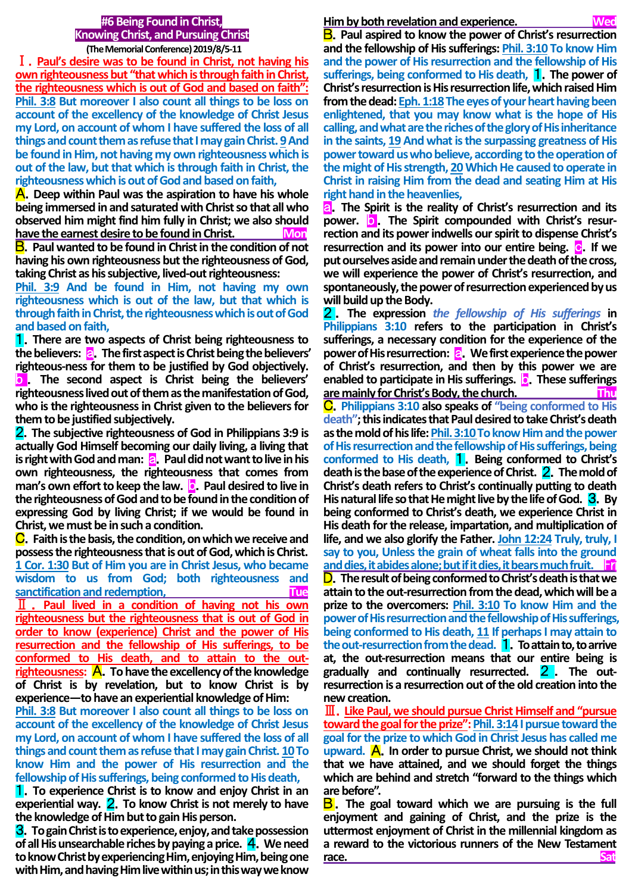# #6 Being Found in Christ, Knowing Christ, and Pursuing Christ

**(The Memorial Conference) 2019/8/5-11**

## Ⅰ．Paul's desire was to be found in Christ, not having his own righteousness but "that which is through faith in Christ, the righteousness which is out of God and based on faith":

**Phil. 3:8 But moreover I also count all things to be loss on account of the excellency of the knowledge of Christ Jesus my Lord, on account of whom I have suffered the loss of all things and count them as refuse that I may gain Christ. 9 And be found in Him, not having my own righteousness which is out of the law, but that which is through faith in Christ, the righteousness which is out of God and based on faith,**

**A.** Deep within Paul was the aspiration to have his whole being immersed in and saturated with Christ so that all who observed him might find him fully in Christ; we also should have the earnest desire to be found in Christ. **Mon**

**B.** Paul wanted to be found in Christ in the condition of not having his own righteousness but the righteousness of God, taking Christ as his subjective, lived-out righteousness:

**Phil. 3:9 And be found in Him, not having my own righteousness which is out of the law, but that which is through faith in Christ, the righteousness which is out of God and based on faith,**

**1.** There are two aspects of Christ being righteousness to the believers: **a.** The first aspect is Christ being the believers' righteous-ness for them to be justified by God objectively. **b.** The second aspect is Christ being the believers' righteousness lived out of them as the manifestation of God, who is the righteousness in Christ given to the believers for them to be justified subjectively.

**2.** The subjective righteousness of God in Philippians 3:9 is actually God Himself becoming our daily living, a living that is right with God and man: **a.** Paul did not want to live in his own righteousness, the righteousness that comes from man's own effort to keep the law. **b.** Paul desired to live in the righteousness of God and to be found in the condition of expressing God by living Christ; if we would be found in Christ, we must be in such a condition.

**C.** Faith is the basis, the condition, on which we receive and possess the righteousness that is out of God, which is Christ.

**1 Cor. 1:30 But of Him you are in Christ Jesus, who became wisdom to us from God; both righteousness and sanctification and redemption,** **Tue**

## Ⅱ．Paul lived in a condition of having not his own righteousness but the righteousness that is out of God in order to know (experience) Christ and the power of His resurrection and the fellowship of His sufferings, to be conformed to His death, and to attain to the out-righteousness:

**A.** To have the excellency of the knowledge of Christ is by revelation, but to know Christ is by experience—to have an experiential knowledge of Him:

**Phil. 3:8 But moreover I also count all things to be loss on account of the excellency of the knowledge of Christ Jesus my Lord, on account of whom I have suffered the loss of all things and count them as refuse that I may gain Christ. 10 To know Him and the power of His resurrection and the fellowship of His sufferings, being conformed to His death,**

**1.** To experience Christ is to know and enjoy Christ in an experiential way. **2.** To know Christ is not merely to have the knowledge of Him but to gain His person.

**3.** To gain Christ is to experience, enjoy, and take possession of all His unsearchable riches by paying a price. **4.** We need to know Christ by experiencing Him, enjoying Him, being one with Him, and having Him live within us; in this way we know Him by both revelation and experience. **Wed**

**B.** Paul aspired to know the power of Christ's resurrection and the fellowship of His sufferings: **Phil. 3:10 To know Him and the power of His resurrection and the fellowship of His sufferings, being conformed to His death,** **1.** The power of Christ's resurrection is His resurrection life, which raised Him from the dead: **Eph. 1:18 The eyes of your heart having been enlightened, that you may know what is the hope of His calling, and what are the riches of the glory of His inheritance in the saints, 19 And what is the surpassing greatness of His power toward us who believe, according to the operation of the might of His strength, 20 Which He caused to operate in Christ in raising Him from the dead and seating Him at His right hand in the heavenlies,**

**a.** The Spirit is the reality of Christ's resurrection and its power. **b.** The Spirit compounded with Christ's resurrection and its power indwells our spirit to dispense Christ's resurrection and its power into our entire being. **c.** If we put ourselves aside and remain under the death of the cross, we will experience the power of Christ's resurrection, and spontaneously, the power of resurrection experienced by us will build up the Body.

**2.** The expression *the fellowship of His sufferings* in Philippians 3:10 refers to the participation in Christ's sufferings, a necessary condition for the experience of the power of His resurrection: **a.** We first experience the power of Christ's resurrection, and then by this power we are enabled to participate in His sufferings. **b.** These sufferings are mainly for Christ's Body, the church. **Thu**

**C.** Philippians 3:10 also speaks of "being conformed to His death"; this indicates that Paul desired to take Christ's death as the mold of his life: **Phil. 3:10 To know Him and the power of His resurrection and the fellowship of His sufferings, being conformed to His death,** **1.** Being conformed to Christ's death is the base of the experience of Christ. **2.** The mold of Christ's death refers to Christ's continually putting to death His natural life so that He might live by the life of God. **3.** By being conformed to Christ's death, we experience Christ in His death for the release, impartation, and multiplication of life, and we also glorify the Father. **John 12:24 Truly, truly, I say to you, Unless the grain of wheat falls into the ground and dies, it abides alone; but if it dies, it bears much fruit.** **Fri**

**D.** The result of being conformed to Christ's death is that we attain to the out-resurrection from the dead, which will be a prize to the overcomers: **Phil. 3:10 To know Him and the power of His resurrection and the fellowship of His sufferings, being conformed to His death, 11 If perhaps I may attain to the out-resurrection from the dead.** **1.** To attain to, to arrive at, the out-resurrection means that our entire being is gradually and continually resurrected. **2.** The out-resurrection is a resurrection out of the old creation into the new creation.

## Ⅲ．Like Paul, we should pursue Christ Himself and "pursue toward the goal for the prize": Phil. 3:14 I pursue toward the goal for the prize to which God in Christ Jesus has called me upward.

**A.** In order to pursue Christ, we should not think that we have attained, and we should forget the things which are behind and stretch "forward to the things which are before".

**B.** The goal toward which we are pursuing is the full enjoyment and gaining of Christ, and the prize is the uttermost enjoyment of Christ in the millennial kingdom as a reward to the victorious runners of the New Testament race. **Sat**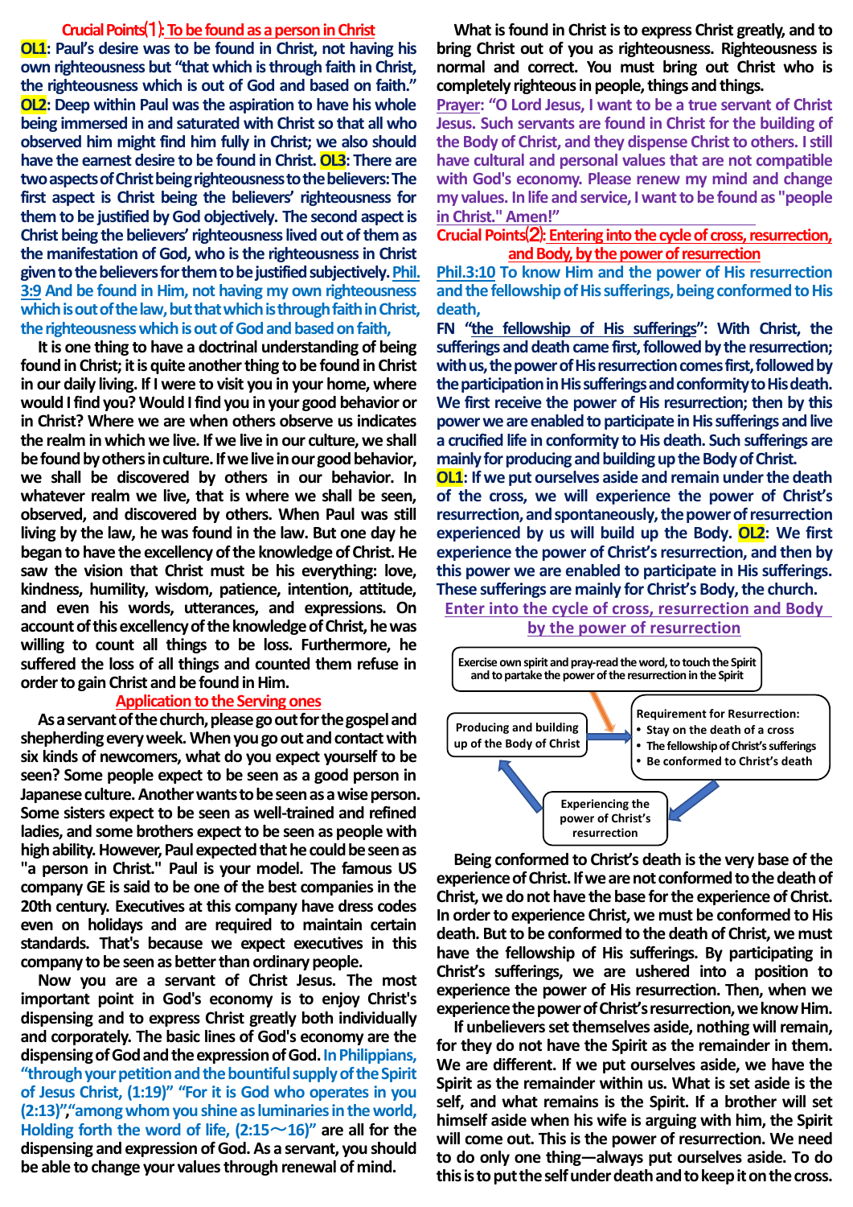## Crucial Points⑴: To be found as a person in Christ

**OL1**: Paul's desire was to be found in Christ, not having his own righteousness but "that which is through faith in Christ, the righteousness which is out of God and based on faith." **OL2**: Deep within Paul was the aspiration to have his whole being immersed in and saturated with Christ so that all who observed him might find him fully in Christ; we also should have the earnest desire to be found in Christ. **OL3**: There are two aspects of Christ being righteousness to the believers: The first aspect is Christ being the believers' righteousness for them to be justified by God objectively. The second aspect is Christ being the believers' righteousness lived out of them as the manifestation of God, who is the righteousness in Christ given to the believers for them to be justified subjectively. Phil. 3:9 And be found in Him, not having my own righteousness which is out of the law, but that which is through faith in Christ, the righteousness which is out of God and based on faith,

It is one thing to have a doctrinal understanding of being found in Christ; it is quite another thing to be found in Christ in our daily living. If I were to visit you in your home, where would I find you? Would I find you in your good behavior or in Christ? Where we are when others observe us indicates the realm in which we live. If we live in our culture, we shall be found by others in culture. If we live in our good behavior, we shall be discovered by others in our behavior. In whatever realm we live, that is where we shall be seen, observed, and discovered by others. When Paul was still living by the law, he was found in the law. But one day he began to have the excellency of the knowledge of Christ. He saw the vision that Christ must be his everything: love, kindness, humility, wisdom, patience, intention, attitude, and even his words, utterances, and expressions. On account of this excellency of the knowledge of Christ, he was willing to count all things to be loss. Furthermore, he suffered the loss of all things and counted them refuse in order to gain Christ and be found in Him.

### Application to the Serving ones

As a servant of the church, please go out for the gospel and shepherding every week. When you go out and contact with six kinds of newcomers, what do you expect yourself to be seen? Some people expect to be seen as a good person in Japanese culture. Another wants to be seen as a wise person. Some sisters expect to be seen as well-trained and refined ladies, and some brothers expect to be seen as people with high ability. However, Paul expected that he could be seen as "a person in Christ." Paul is your model. The famous US company GE is said to be one of the best companies in the 20th century. Executives at this company have dress codes even on holidays and are required to maintain certain standards. That's because we expect executives in this company to be seen as better than ordinary people.

Now you are a servant of Christ Jesus. The most important point in God's economy is to enjoy Christ's dispensing and to express Christ greatly both individually and corporately. The basic lines of God's economy are the dispensing of God and the expression of God. In Philippians, "through your petition and the bountiful supply of the Spirit of Jesus Christ, (1:19)" "For it is God who operates in you (2:13)", "among whom you shine as luminaries in the world, Holding forth the word of life, (2:15～16)" are all for the dispensing and expression of God. As a servant, you should be able to change your values through renewal of mind.

What is found in Christ is to express Christ greatly, and to bring Christ out of you as righteousness. Righteousness is normal and correct. You must bring out Christ who is completely righteous in people, things and things.

Prayer: "O Lord Jesus, I want to be a true servant of Christ Jesus. Such servants are found in Christ for the building of the Body of Christ, and they dispense Christ to others. I still have cultural and personal values that are not compatible with God's economy. Please renew my mind and change my values. In life and service, I want to be found as "people in Christ." Amen!"

## Crucial Points⑵: Entering into the cycle of cross, resurrection, and Body, by the power of resurrection

Phil.3:10 To know Him and the power of His resurrection and the fellowship of His sufferings, being conformed to His death,

FN "the fellowship of His sufferings": With Christ, the sufferings and death came first, followed by the resurrection; with us, the power of His resurrection comes first, followed by the participation in His sufferings and conformity to His death. We first receive the power of His resurrection; then by this power we are enabled to participate in His sufferings and live a crucified life in conformity to His death. Such sufferings are mainly for producing and building up the Body of Christ.

**OL1**: If we put ourselves aside and remain under the death of the cross, we will experience the power of Christ's resurrection, and spontaneously, the power of resurrection experienced by us will build up the Body. **OL2**: We first experience the power of Christ's resurrection, and then by this power we are enabled to participate in His sufferings. These sufferings are mainly for Christ's Body, the church.

### Enter into the cycle of cross, resurrection and Body by the power of resurrection

- Exercise own spirit and pray-read the word, to touch the Spirit and to partake the power of the resurrection in the Spirit
- Requirement for Resurrection:
  - Stay on the death of a cross
  - The fellowship of Christ's sufferings
  - Be conformed to Christ's death
- Experiencing the power of Christ's resurrection
- Producing and building up of the Body of Christ

Being conformed to Christ's death is the very base of the experience of Christ. If we are not conformed to the death of Christ, we do not have the base for the experience of Christ. In order to experience Christ, we must be conformed to His death. But to be conformed to the death of Christ, we must have the fellowship of His sufferings. By participating in Christ's sufferings, we are ushered into a position to experience the power of His resurrection. Then, when we experience the power of Christ's resurrection, we know Him.

If unbelievers set themselves aside, nothing will remain, for they do not have the Spirit as the remainder in them. We are different. If we put ourselves aside, we have the Spirit as the remainder within us. What is set aside is the self, and what remains is the Spirit. If a brother will set himself aside when his wife is arguing with him, the Spirit will come out. This is the power of resurrection. We need to do only one thing—always put ourselves aside. To do this is to put the self under death and to keep it on the cross.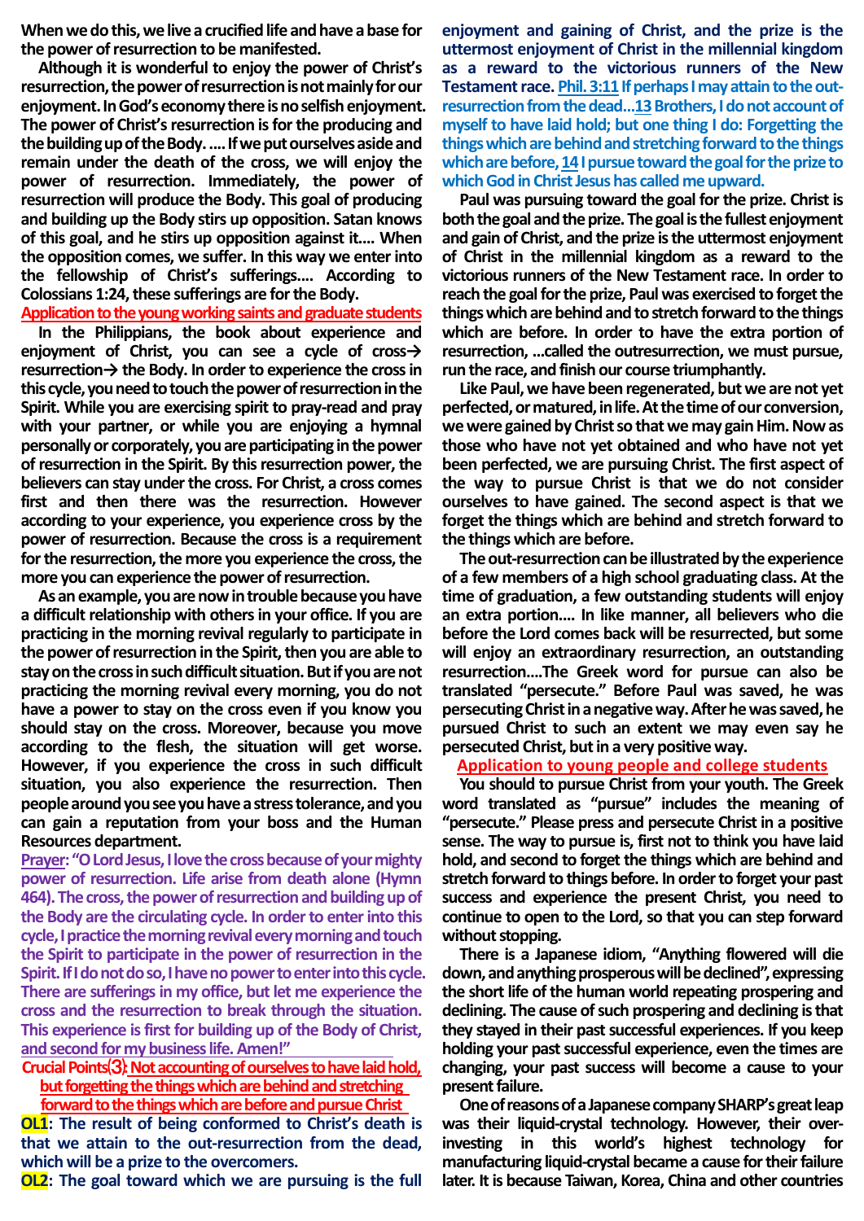**When we do this, we live a crucified life and have a base for the power of resurrection to be manifested.**

**Although it is wonderful to enjoy the power of Christ's resurrection, the power of resurrection is not mainly for our enjoyment. In God's economy there is no selfish enjoyment. The power of Christ's resurrection is for the producing and the building up of the Body. .... If we put ourselves aside and remain under the death of the cross, we will enjoy the power of resurrection. Immediately, the power of resurrection will produce the Body. This goal of producing and building up the Body stirs up opposition. Satan knows of this goal, and he stirs up opposition against it.... When the opposition comes, we suffer. In this way we enter into the fellowship of Christ's sufferings.... According to Colossians 1:24, these sufferings are for the Body.**

**Application to the young working saints and graduate students**

**In the Philippians, the book about experience and enjoyment of Christ, you can see a cycle of cross→ resurrection→ the Body. In order to experience the cross in this cycle, you need to touch the power of resurrection in the Spirit. While you are exercising spirit to pray-read and pray with your partner, or while you are enjoying a hymnal personally or corporately, you are participating in the power of resurrection in the Spirit. By this resurrection power, the believers can stay under the cross. For Christ, a cross comes first and then there was the resurrection. However according to your experience, you experience cross by the power of resurrection. Because the cross is a requirement for the resurrection, the more you experience the cross, the more you can experience the power of resurrection.**

**As an example, you are now in trouble because you have a difficult relationship with others in your office. If you are practicing in the morning revival regularly to participate in the power of resurrection in the Spirit, then you are able to stay on the cross in such difficult situation. But if you are not practicing the morning revival every morning, you do not have a power to stay on the cross even if you know you should stay on the cross. Moreover, because you move according to the flesh, the situation will get worse. However, if you experience the cross in such difficult situation, you also experience the resurrection. Then people around you see you have a stress tolerance, and you can gain a reputation from your boss and the Human Resources department.**

**Prayer: "O Lord Jesus, I love the cross because of your mighty power of resurrection. Life arise from death alone (Hymn 464). The cross, the power of resurrection and building up of the Body are the circulating cycle. In order to enter into this cycle, I practice the morning revival every morning and touch the Spirit to participate in the power of resurrection in the Spirit. If I do not do so, I have no power to enter into this cycle. There are sufferings in my office, but let me experience the cross and the resurrection to break through the situation. This experience is first for building up of the Body of Christ, and second for my business life. Amen!"**

**Crucial Points③: Not accounting of ourselves to have laid hold, but forgetting the things which are behind and stretching forward to the things which are before and pursue Christ**

**OL1: The result of being conformed to Christ's death is that we attain to the out-resurrection from the dead, which will be a prize to the overcomers.**

**OL2: The goal toward which we are pursuing is the full enjoyment and gaining of Christ, and the prize is the uttermost enjoyment of Christ in the millennial kingdom as a reward to the victorious runners of the New Testament race. Phil. 3:11 If perhaps I may attain to the out-resurrection from the dead...13 Brothers, I do not account of myself to have laid hold; but one thing I do: Forgetting the things which are behind and stretching forward to the things which are before, 14 I pursue toward the goal for the prize to which God in Christ Jesus has called me upward.**

**Paul was pursuing toward the goal for the prize. Christ is both the goal and the prize. The goal is the fullest enjoyment and gain of Christ, and the prize is the uttermost enjoyment of Christ in the millennial kingdom as a reward to the victorious runners of the New Testament race. In order to reach the goal for the prize, Paul was exercised to forget the things which are behind and to stretch forward to the things which are before. In order to have the extra portion of resurrection, ...called the outresurrection, we must pursue, run the race, and finish our course triumphantly.**

**Like Paul, we have been regenerated, but we are not yet perfected, or matured, in life. At the time of our conversion, we were gained by Christ so that we may gain Him. Now as those who have not yet obtained and who have not yet been perfected, we are pursuing Christ. The first aspect of the way to pursue Christ is that we do not consider ourselves to have gained. The second aspect is that we forget the things which are behind and stretch forward to the things which are before.**

**The out-resurrection can be illustrated by the experience of a few members of a high school graduating class. At the time of graduation, a few outstanding students will enjoy an extra portion.... In like manner, all believers who die before the Lord comes back will be resurrected, but some will enjoy an extraordinary resurrection, an outstanding resurrection....The Greek word for pursue can also be translated "persecute." Before Paul was saved, he was persecuting Christ in a negative way. After he was saved, he pursued Christ to such an extent we may even say he persecuted Christ, but in a very positive way.**

**Application to young people and college students**

**You should to pursue Christ from your youth. The Greek word translated as "pursue" includes the meaning of "persecute." Please press and persecute Christ in a positive sense. The way to pursue is, first not to think you have laid hold, and second to forget the things which are behind and stretch forward to things before. In order to forget your past success and experience the present Christ, you need to continue to open to the Lord, so that you can step forward without stopping.**

**There is a Japanese idiom, "Anything flowered will die down, and anything prosperous will be declined", expressing the short life of the human world repeating prospering and declining. The cause of such prospering and declining is that they stayed in their past successful experiences. If you keep holding your past successful experience, even the times are changing, your past success will become a cause to your present failure.**

**One of reasons of a Japanese company SHARP's great leap was their liquid-crystal technology. However, their over-investing in this world's highest technology for manufacturing liquid-crystal became a cause for their failure later. It is because Taiwan, Korea, China and other countries**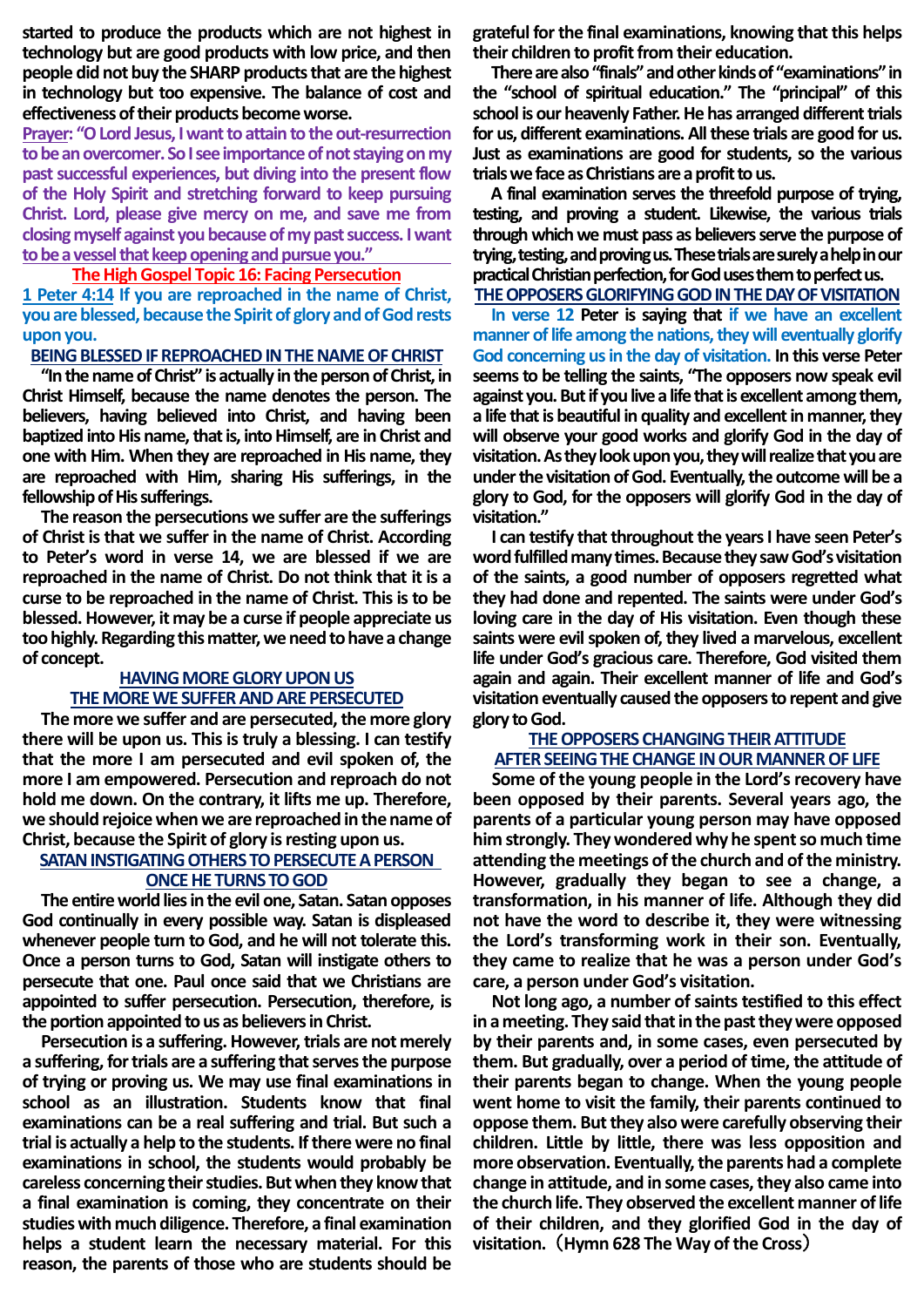started to produce the products which are not highest in technology but are good products with low price, and then people did not buy the SHARP products that are the highest in technology but too expensive. The balance of cost and effectiveness of their products become worse.

Prayer: "O Lord Jesus, I want to attain to the out-resurrection to be an overcomer. So I see importance of not staying on my past successful experiences, but diving into the present flow of the Holy Spirit and stretching forward to keep pursuing Christ. Lord, please give mercy on me, and save me from closing myself against you because of my past success. I want to be a vessel that keep opening and pursue you."

## The High Gospel Topic 16: Facing Persecution

1 Peter 4:14 If you are reproached in the name of Christ, you are blessed, because the Spirit of glory and of God rests upon you.

### BEING BLESSED IF REPROACHED IN THE NAME OF CHRIST

"In the name of Christ" is actually in the person of Christ, in Christ Himself, because the name denotes the person. The believers, having believed into Christ, and having been baptized into His name, that is, into Himself, are in Christ and one with Him. When they are reproached in His name, they are reproached with Him, sharing His sufferings, in the fellowship of His sufferings.

The reason the persecutions we suffer are the sufferings of Christ is that we suffer in the name of Christ. According to Peter's word in verse 14, we are blessed if we are reproached in the name of Christ. Do not think that it is a curse to be reproached in the name of Christ. This is to be blessed. However, it may be a curse if people appreciate us too highly. Regarding this matter, we need to have a change of concept.

### HAVING MORE GLORY UPON US THE MORE WE SUFFER AND ARE PERSECUTED

The more we suffer and are persecuted, the more glory there will be upon us. This is truly a blessing. I can testify that the more I am persecuted and evil spoken of, the more I am empowered. Persecution and reproach do not hold me down. On the contrary, it lifts me up. Therefore, we should rejoice when we are reproached in the name of Christ, because the Spirit of glory is resting upon us.

### SATAN INSTIGATING OTHERS TO PERSECUTE A PERSON ONCE HE TURNS TO GOD

The entire world lies in the evil one, Satan. Satan opposes God continually in every possible way. Satan is displeased whenever people turn to God, and he will not tolerate this. Once a person turns to God, Satan will instigate others to persecute that one. Paul once said that we Christians are appointed to suffer persecution. Persecution, therefore, is the portion appointed to us as believers in Christ.

Persecution is a suffering. However, trials are not merely a suffering, for trials are a suffering that serves the purpose of trying or proving us. We may use final examinations in school as an illustration. Students know that final examinations can be a real suffering and trial. But such a trial is actually a help to the students. If there were no final examinations in school, the students would probably be careless concerning their studies. But when they know that a final examination is coming, they concentrate on their studies with much diligence. Therefore, a final examination helps a student learn the necessary material. For this reason, the parents of those who are students should be grateful for the final examinations, knowing that this helps their children to profit from their education.

There are also "finals" and other kinds of "examinations" in the "school of spiritual education." The "principal" of this school is our heavenly Father. He has arranged different trials for us, different examinations. All these trials are good for us. Just as examinations are good for students, so the various trials we face as Christians are a profit to us.

A final examination serves the threefold purpose of trying, testing, and proving a student. Likewise, the various trials through which we must pass as believers serve the purpose of trying, testing, and proving us. These trials are surely a help in our practical Christian perfection, for God uses them to perfect us.

### THE OPPOSERS GLORIFYING GOD IN THE DAY OF VISITATION

In verse 12 Peter is saying that if we have an excellent manner of life among the nations, they will eventually glorify God concerning us in the day of visitation. In this verse Peter seems to be telling the saints, "The opposers now speak evil against you. But if you live a life that is excellent among them, a life that is beautiful in quality and excellent in manner, they will observe your good works and glorify God in the day of visitation. As they look upon you, they will realize that you are under the visitation of God. Eventually, the outcome will be a glory to God, for the opposers will glorify God in the day of visitation."

I can testify that throughout the years I have seen Peter's word fulfilled many times. Because they saw God's visitation of the saints, a good number of opposers regretted what they had done and repented. The saints were under God's loving care in the day of His visitation. Even though these saints were evil spoken of, they lived a marvelous, excellent life under God's gracious care. Therefore, God visited them again and again. Their excellent manner of life and God's visitation eventually caused the opposers to repent and give glory to God.

### THE OPPOSERS CHANGING THEIR ATTITUDE AFTER SEEING THE CHANGE IN OUR MANNER OF LIFE

Some of the young people in the Lord's recovery have been opposed by their parents. Several years ago, the parents of a particular young person may have opposed him strongly. They wondered why he spent so much time attending the meetings of the church and of the ministry. However, gradually they began to see a change, a transformation, in his manner of life. Although they did not have the word to describe it, they were witnessing the Lord's transforming work in their son. Eventually, they came to realize that he was a person under God's care, a person under God's visitation.

Not long ago, a number of saints testified to this effect in a meeting. They said that in the past they were opposed by their parents and, in some cases, even persecuted by them. But gradually, over a period of time, the attitude of their parents began to change. When the young people went home to visit the family, their parents continued to oppose them. But they also were carefully observing their children. Little by little, there was less opposition and more observation. Eventually, the parents had a complete change in attitude, and in some cases, they also came into the church life. They observed the excellent manner of life of their children, and they glorified God in the day of visitation.（Hymn 628 The Way of the Cross）